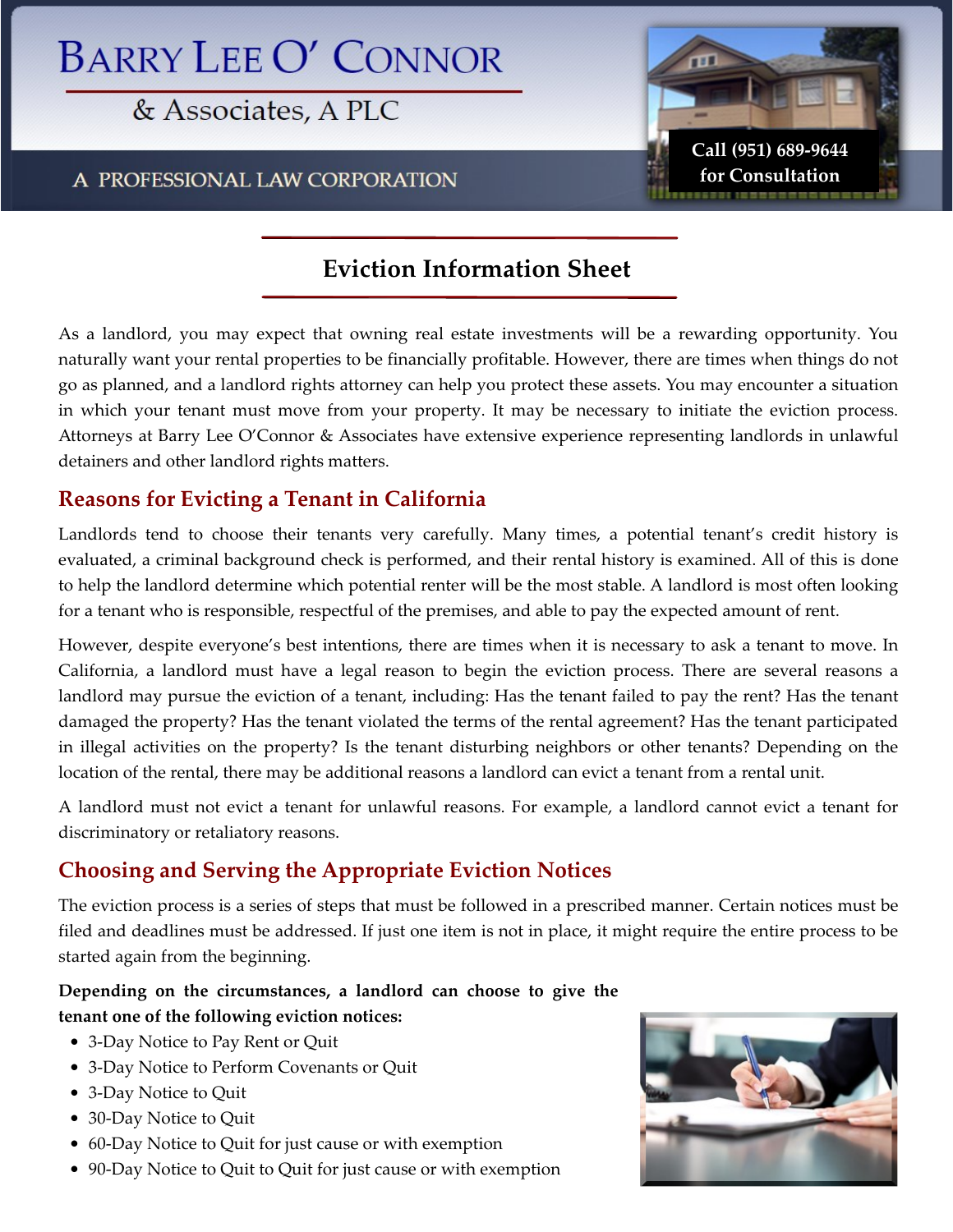# Barry Lee O' Connor

& Associates, A PLC

A PROFESSIONAL LAW CORPORATION

Call (951) 689-9644 for Consultation

## Eviction Information Sheet

As a landlord, you may expect that owning real estate investments will be a rewarding opportunity. You naturally want your rental properties to be financially profitable. However, there are times when things do not go as planned, and a landlord rights attorney can help you protect these assets. You may encounter a situation in which your tenant must move from your property. It may be necessary to initiate the eviction process. Attorneys at Barry Lee O'Connor & Associates have extensive experience representing landlords in unlawful detainers and other landlord rights matters.

### Reasons for Evicting a Tenant in California

Landlords tend to choose their tenants very carefully. Many times, a potential tenant's credit history is evaluated, a criminal background check is performed, and their rental history is examined. All of this is done to help the landlord determine which potential renter will be the most stable. A landlord is most often looking for a tenant who is responsible, respectful of the premises, and able to pay the expected amount of rent.

However, despite everyone's best intentions, there are times when it is necessary to ask a tenant to move. In California, a landlord must have a legal reason to begin the eviction process. There are several reasons a landlord may pursue the eviction of a tenant, including: Has the tenant failed to pay the rent? Has the tenant damaged the property? Has the tenant violated the terms of the rental agreement? Has the tenant participated in illegal activities on the property? Is the tenant disturbing neighbors or other tenants? Depending on the location of the rental, there may be additional reasons a landlord can evict a tenant from a rental unit.

A landlord must not evict a tenant for unlawful reasons. For example, a landlord cannot evict a tenant for discriminatory or retaliatory reasons.

### Choosing and Serving the Appropriate Eviction Notices

The eviction process is a series of steps that must be followed in a prescribed manner. Certain notices must be filed and deadlines must be addressed. If just one item is not in place, it might require the entire process to be started again from the beginning.

**Depending on the circumstances, a landlord can choose to give the tenant one of the following eviction notices:**

- 3-Day Notice to Pay Rent or Quit
- 3-Day Notice to Perform Covenants or Quit
- 3-Day Notice to Quit
- 30-Day Notice to Quit
- 60-Day Notice to Quit for just cause or with exemption
- 90-Day Notice to Quit to Quit for just cause or with exemption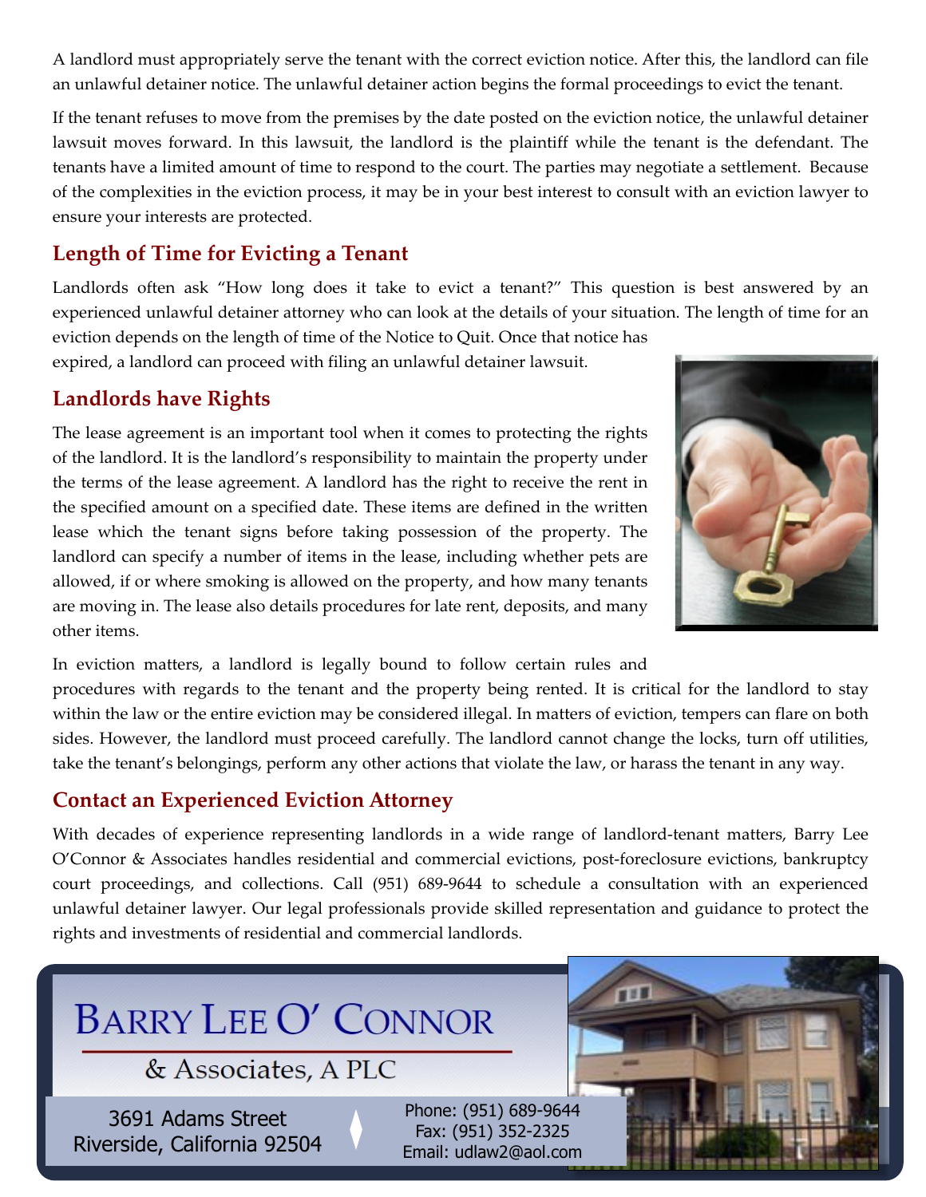A landlord must appropriately serve the tenant with the correct eviction notice. After this, the landlord can file an unlawful detainer notice. The unlawful detainer action begins the formal proceedings to evict the tenant.

If the tenant refuses to move from the premises by the date posted on the eviction notice, the unlawful detainer lawsuit moves forward. In this lawsuit, the landlord is the plaintiff while the tenant is the defendant. The tenants have a limited amount of time to respond to the court. The parties may negotiate a settlement. Because of the complexities in the eviction process, it may be in your best interest to consult with an eviction lawyer to ensure your interests are protected.

## Length of Time for Evicting a Tenant

Landlords often ask "How long does it take to evict a tenant?" This question is best answered by an experienced unlawful detainer attorney who can look at the details of your situation. The length of time for an eviction depends on the length of time of the Notice to Quit. Once that notice has expired, a landlord can proceed with filing an unlawful detainer lawsuit.

## Landlords have Rights

The lease agreement is an important tool when it comes to protecting the rights of the landlord. It is the landlord's responsibility to maintain the property under the terms of the lease agreement. A landlord has the right to receive the rent in the specified amount on a specified date. These items are defined in the written lease which the tenant signs before taking possession of the property. The landlord can specify a number of items in the lease, including whether pets are allowed, if or where smoking is allowed on the property, and how many tenants are moving in. The lease also details procedures for late rent, deposits, and many other items.

In eviction matters, a landlord is legally bound to follow certain rules and procedures with regards to the tenant and the property being rented. It is critical for the landlord to stay within the law or the entire eviction may be considered illegal. In matters of eviction, tempers can flare on both sides. However, the landlord must proceed carefully. The landlord cannot change the locks, turn off utilities, take the tenant's belongings, perform any other actions that violate the law, or harass the tenant in any way.

## Contact an Experienced Eviction Attorney

With decades of experience representing landlords in a wide range of landlord-tenant matters, Barry Lee O'Connor & Associates handles residential and commercial evictions, post-foreclosure evictions, bankruptcy court proceedings, and collections. Call (951) 689-9644 to schedule a consultation with an experienced unlawful detainer lawyer. Our legal professionals provide skilled representation and guidance to protect the rights and investments of residential and commercial landlords.

BARRY LEE O' CONNOR

& Associates, A PLC

3691 Adams Street
Riverside, California 92504

Phone: (951) 689-9644
Fax: (951) 352-2325
Email: udlaw2@aol.com